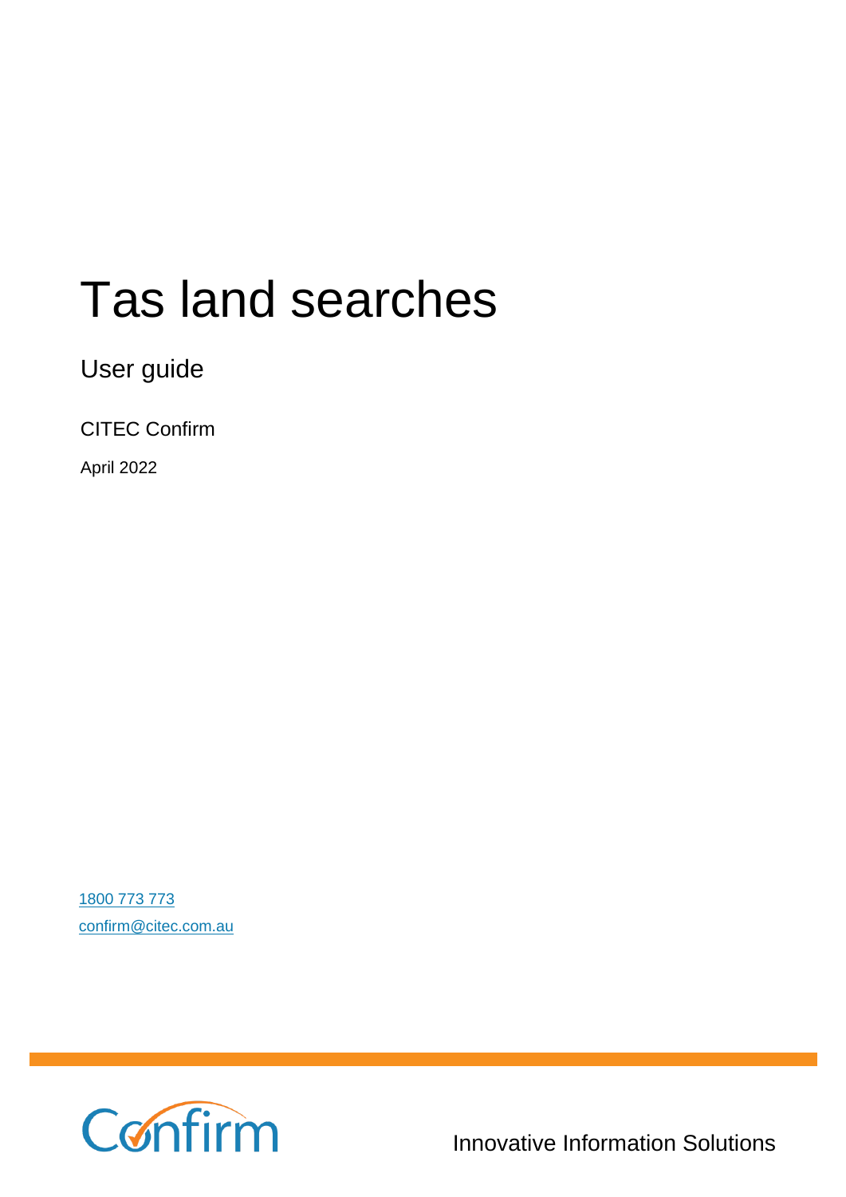# Tas land searches

## User guide

CITEC Confirm

April 2022

[1800 773 773](tel:1800773773)

[confirm@citec.com.au](mailto:confirm@citec.com.au)

Confirm

Innovative Information Solutions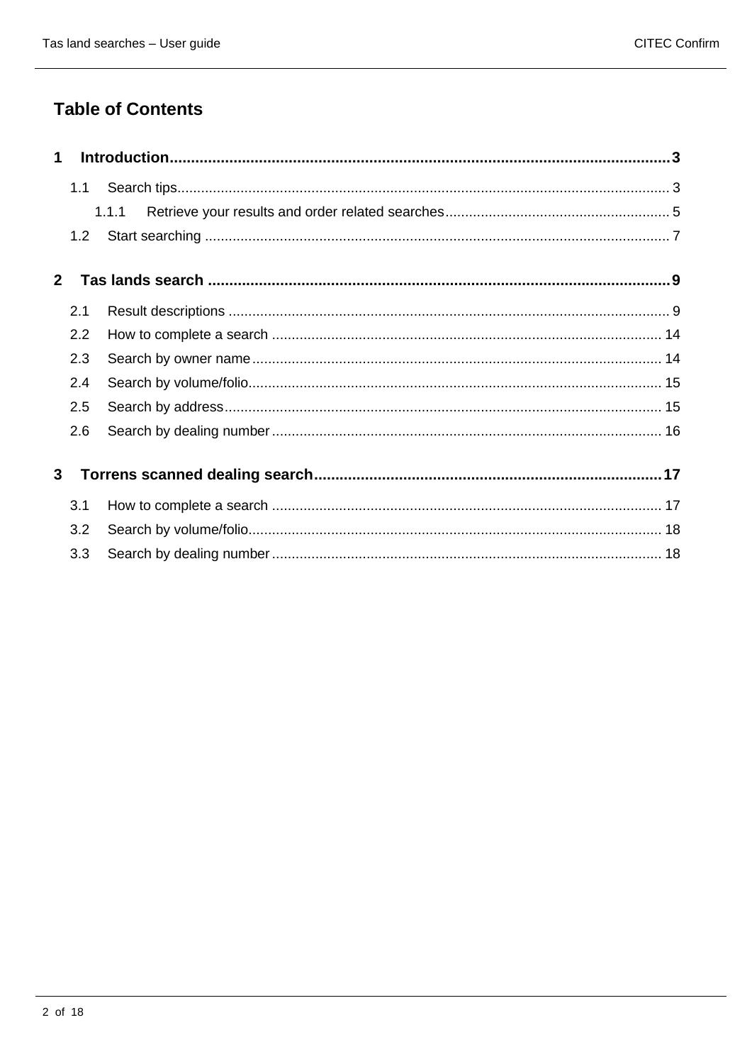# Table of Contents

**1 Introduction ........................................................................................................ 3**

- 1.1 Search tips ........................................................................................................ 3
  - 1.1.1 Retrieve your results and order related searches ......................................... 5
- 1.2 Start searching .................................................................................................. 7

**2 Tas lands search ................................................................................................. 9**

- 2.1 Result descriptions ........................................................................................... 9
- 2.2 How to complete a search ............................................................................... 14
- 2.3 Search by owner name .................................................................................... 14
- 2.4 Search by volume/folio ..................................................................................... 15
- 2.5 Search by address ............................................................................................ 15
- 2.6 Search by dealing number ................................................................................ 16

**3 Torrens scanned dealing search ...................................................................... 17**

- 3.1 How to complete a search ............................................................................... 17
- 3.2 Search by volume/folio ..................................................................................... 18
- 3.3 Search by dealing number ................................................................................ 18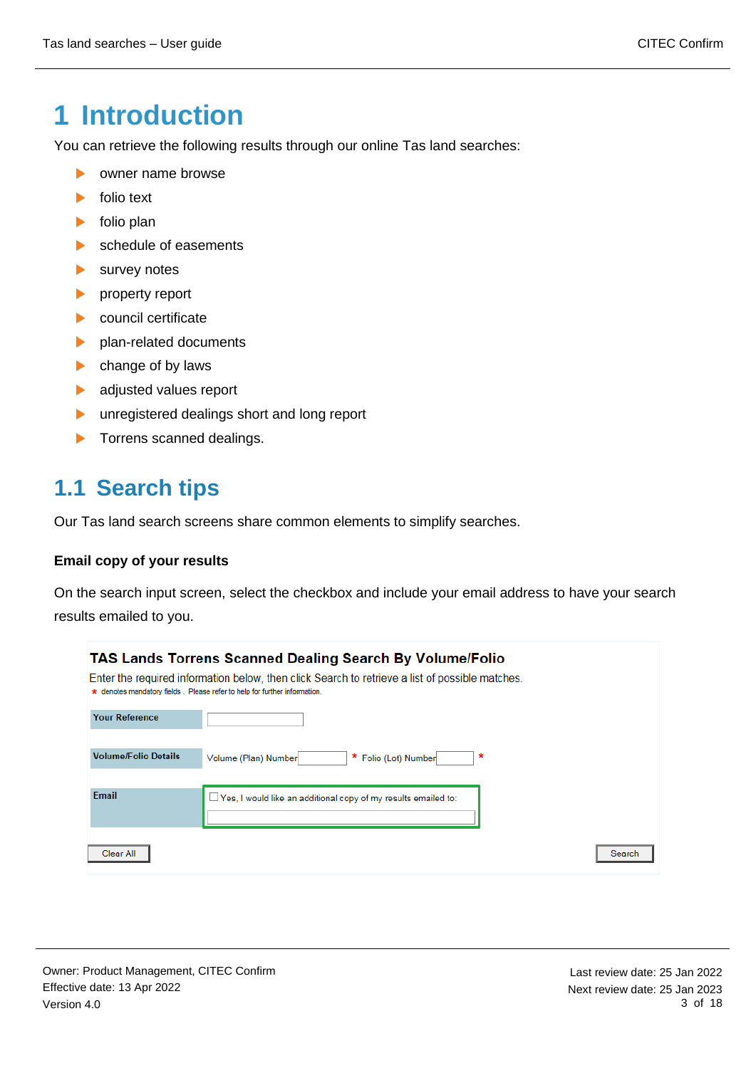# 1 Introduction

You can retrieve the following results through our online Tas land searches:

- owner name browse
- folio text
- folio plan
- schedule of easements
- survey notes
- property report
- council certificate
- plan-related documents
- change of by laws
- adjusted values report
- unregistered dealings short and long report
- Torrens scanned dealings.

## 1.1 Search tips

Our Tas land search screens share common elements to simplify searches.

**Email copy of your results**

On the search input screen, select the checkbox and include your email address to have your search results emailed to you.

**TAS Lands Torrens Scanned Dealing Search By Volume/Folio**

Enter the required information below, then click Search to retrieve a list of possible matches.

\* denotes mandatory fields . Please refer to help for further information.

| | |
|---|---|
| Your Reference | |
| Volume/Folio Details | Volume (Plan) Number \* Folio (Lot) Number \* |
| Email | ☐ Yes, I would like an additional copy of my results emailed to: |

Clear All | Search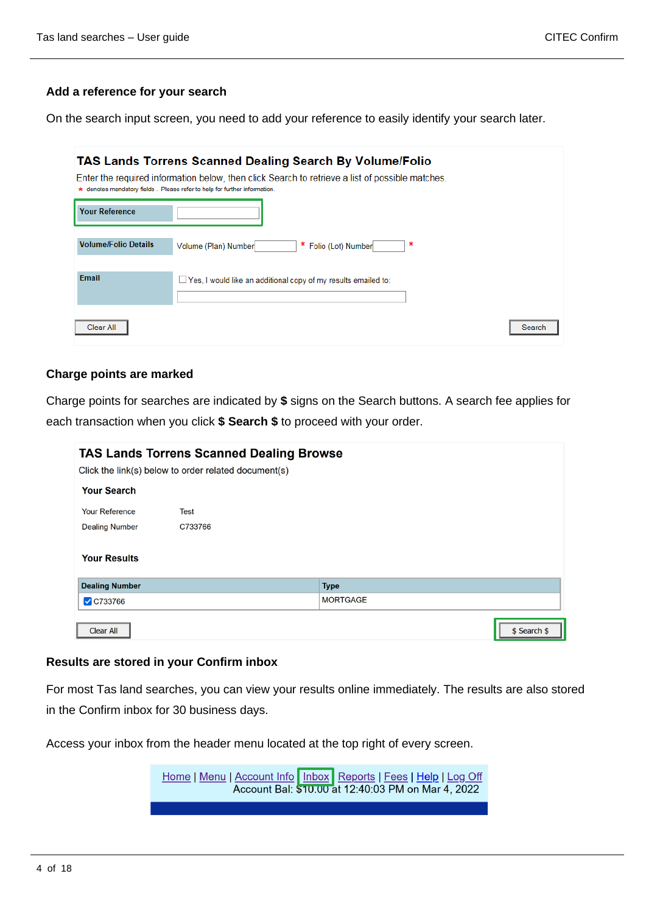### Add a reference for your search

On the search input screen, you need to add your reference to easily identify your search later.

**TAS Lands Torrens Scanned Dealing Search By Volume/Folio**

Enter the required information below, then click Search to retrieve a list of possible matches.

\* denotes mandatory fields . Please refer to help for further information.

| | |
|---|---|
| Your Reference | |
| Volume/Folio Details | Volume (Plan) Number \* Folio (Lot) Number \* |
| Email | Yes, I would like an additional copy of my results emailed to: |

Clear All | Search

### Charge points are marked

Charge points for searches are indicated by **$** signs on the Search buttons. A search fee applies for each transaction when you click **$ Search $** to proceed with your order.

**TAS Lands Torrens Scanned Dealing Browse**

Click the link(s) below to order related document(s)

**Your Search**

| | |
|---|---|
| Your Reference | Test |
| Dealing Number | C733766 |

**Your Results**

| Dealing Number | Type |
|---|---|
| C733766 | MORTGAGE |

Clear All | $ Search $

### Results are stored in your Confirm inbox

For most Tas land searches, you can view your results online immediately. The results are also stored in the Confirm inbox for 30 business days.

Access your inbox from the header menu located at the top right of every screen.

Home | Menu | Account Info | Inbox | Reports | Fees | Help | Log Off
Account Bal: $10.00 at 12:40:03 PM on Mar 4, 2022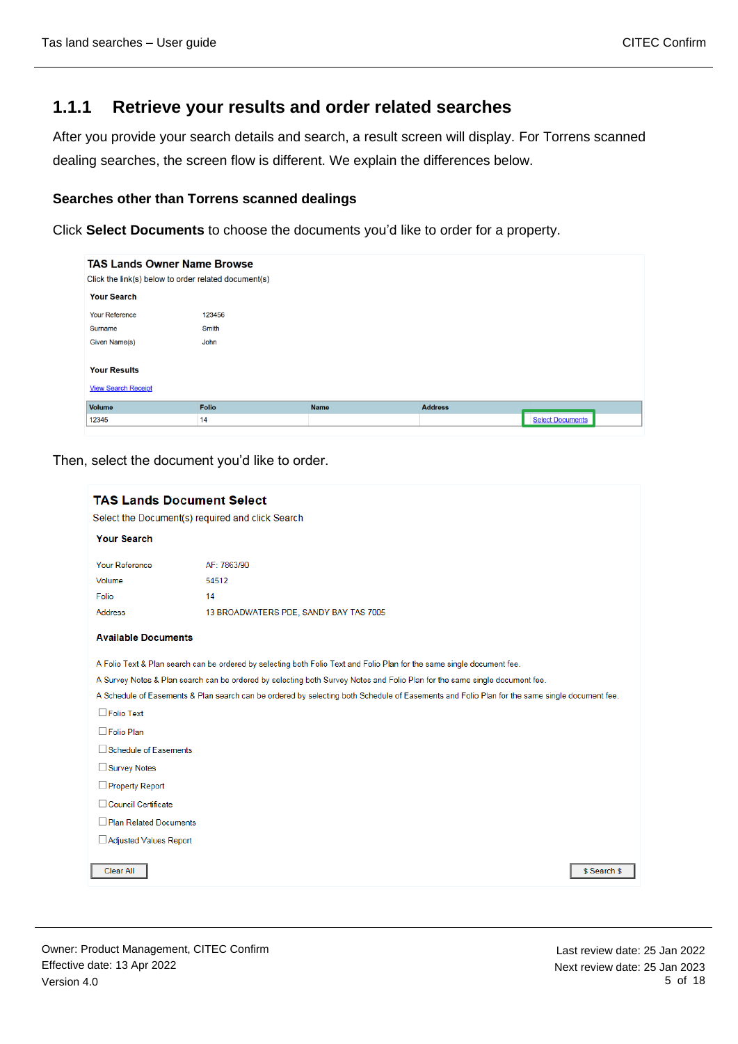### 1.1.1 Retrieve your results and order related searches

After you provide your search details and search, a result screen will display. For Torrens scanned dealing searches, the screen flow is different. We explain the differences below.

#### Searches other than Torrens scanned dealings

Click **Select Documents** to choose the documents you'd like to order for a property.

**TAS Lands Owner Name Browse**

Click the link(s) below to order related document(s)

**Your Search**

| | |
|---|---|
| Your Reference | 123456 |
| Surname | Smith |
| Given Name(s) | John |

**Your Results**

View Search Receipt

| Volume | Folio | Name | Address | |
|---|---|---|---|---|
| 12345 | 14 | | | Select Documents |

Then, select the document you'd like to order.

**TAS Lands Document Select**

Select the Document(s) required and click Search

**Your Search**

| | |
|---|---|
| Your Reference | AF: 7863/90 |
| Volume | 54512 |
| Folio | 14 |
| Address | 13 BROADWATERS PDE, SANDY BAY TAS 7005 |

**Available Documents**

A Folio Text & Plan search can be ordered by selecting both Folio Text and Folio Plan for the same single document fee.

A Survey Notes & Plan search can be ordered by selecting both Survey Notes and Folio Plan for the same single document fee.

A Schedule of Easements & Plan search can be ordered by selecting both Schedule of Easements and Folio Plan for the same single document fee.

- ☐ Folio Text
- ☐ Folio Plan
- ☐ Schedule of Easements
- ☐ Survey Notes
- ☐ Property Report
- ☐ Council Certificate
- ☐ Plan Related Documents
- ☐ Adjusted Values Report

Clear All | $ Search $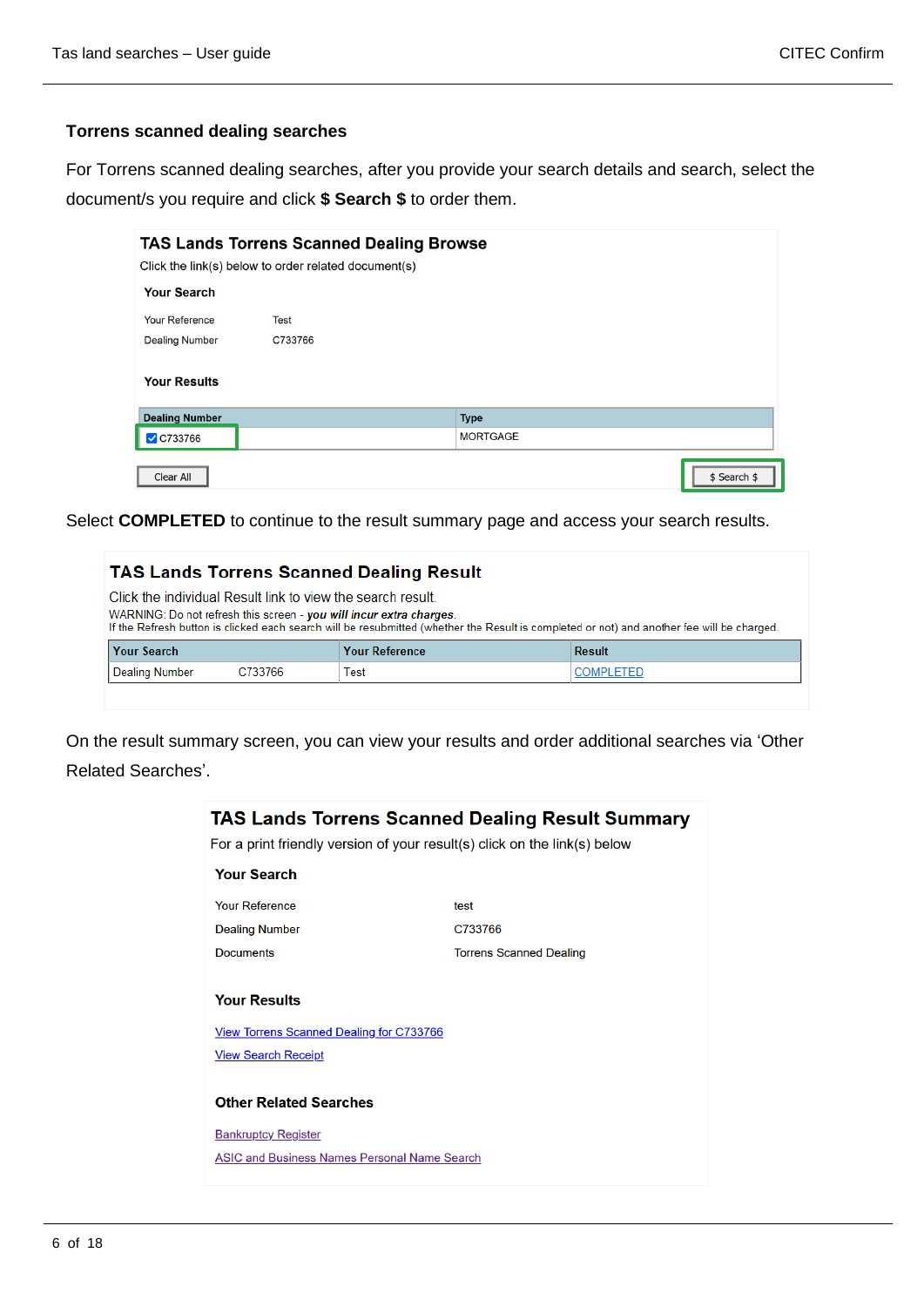### Torrens scanned dealing searches

For Torrens scanned dealing searches, after you provide your search details and search, select the document/s you require and click **$ Search $** to order them.

**TAS Lands Torrens Scanned Dealing Browse**

Click the link(s) below to order related document(s)

**Your Search**

Your Reference: Test
Dealing Number: C733766

**Your Results**

| Dealing Number | Type |
|---|---|
| ☑ C733766 | MORTGAGE |

Clear All | $ Search $

Select **COMPLETED** to continue to the result summary page and access your search results.

**TAS Lands Torrens Scanned Dealing Result**

Click the individual Result link to view the search result.
WARNING: Do not refresh this screen - ***you will incur extra charges***.
If the Refresh button is clicked each search will be resubmitted (whether the Result is completed or not) and another fee will be charged.

| Your Search | | Your Reference | Result |
|---|---|---|---|
| Dealing Number | C733766 | Test | COMPLETED |

On the result summary screen, you can view your results and order additional searches via 'Other Related Searches'.

**TAS Lands Torrens Scanned Dealing Result Summary**

For a print friendly version of your result(s) click on the link(s) below

**Your Search**

Your Reference: test
Dealing Number: C733766
Documents: Torrens Scanned Dealing

**Your Results**

View Torrens Scanned Dealing for C733766
View Search Receipt

**Other Related Searches**

Bankruptcy Register
ASIC and Business Names Personal Name Search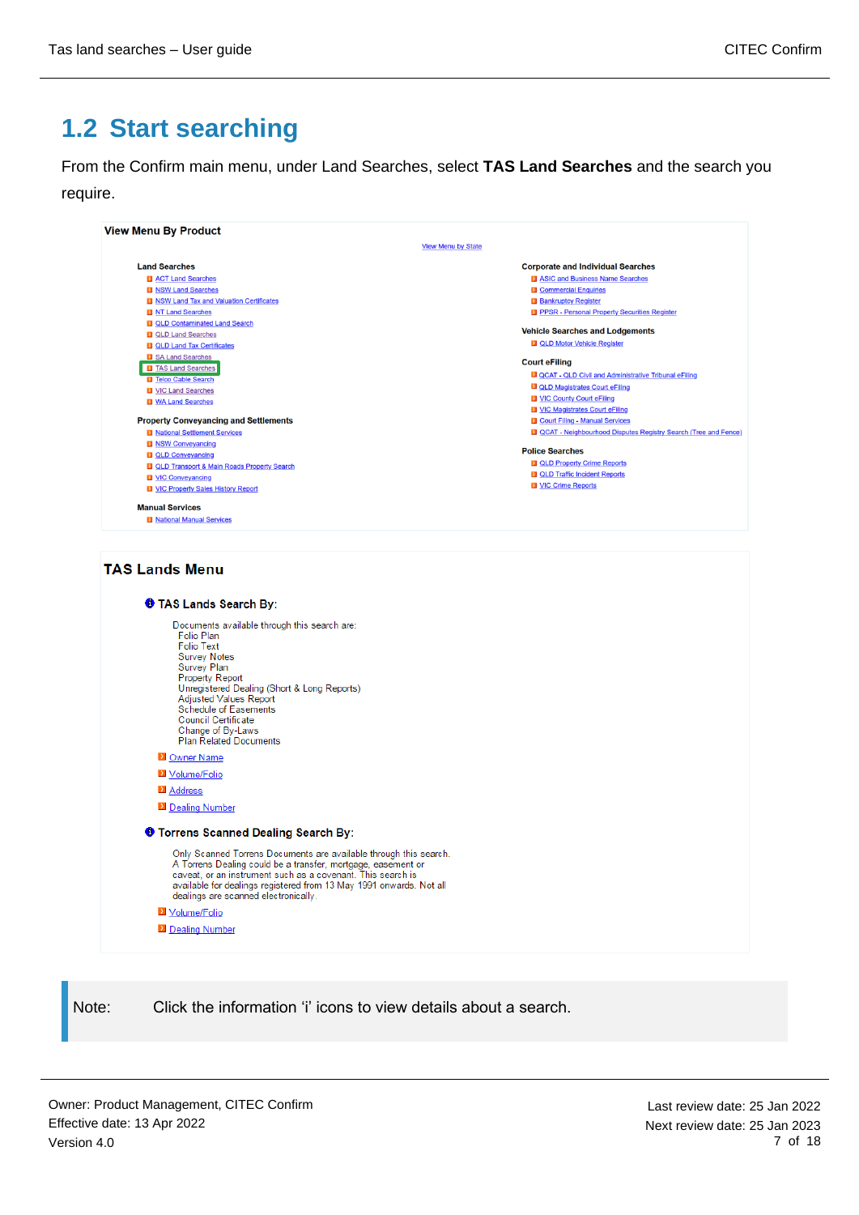## 1.2 Start searching

From the Confirm main menu, under Land Searches, select **TAS Land Searches** and the search you require.

**View Menu By Product**

View Menu by State

**Land Searches**
- ACT Land Searches
- NSW Land Searches
- NSW Land Tax and Valuation Certificates
- NT Land Searches
- QLD Contaminated Land Search
- QLD Land Searches
- QLD Land Tax Certificates
- SA Land Searches
- TAS Land Searches
- Telco Cable Search
- VIC Land Searches
- WA Land Searches

**Property Conveyancing and Settlements**
- National Settlement Services
- NSW Conveyancing
- QLD Conveyancing
- QLD Transport & Main Roads Property Search
- VIC Conveyancing
- VIC Property Sales History Report

**Manual Services**
- National Manual Services

**Corporate and Individual Searches**
- ASIC and Business Name Searches
- Commercial Enquiries
- Bankruptcy Register
- PPSR - Personal Property Securities Register

**Vehicle Searches and Lodgements**
- QLD Motor Vehicle Register

**Court eFiling**
- QCAT - QLD Civil and Administrative Tribunal eFiling
- QLD Magistrates Court eFiling
- VIC County Court eFiling
- VIC Magistrates Court eFiling
- Court Filing - Manual Services
- QCAT - Neighbourhood Disputes Registry Search (Tree and Fence)

**Police Searches**
- QLD Property Crime Reports
- QLD Traffic Incident Reports
- VIC Crime Reports

**TAS Lands Menu**

**TAS Lands Search By:**

Documents available through this search are:
- Folio Plan
- Folio Text
- Survey Notes
- Survey Plan
- Property Report
- Unregistered Dealing (Short & Long Reports)
- Adjusted Values Report
- Schedule of Easements
- Council Certificate
- Change of By-Laws
- Plan Related Documents

- Owner Name
- Volume/Folio
- Address
- Dealing Number

**Torrens Scanned Dealing Search By:**

Only Scanned Torrens Documents are available through this search. A Torrens Dealing could be a transfer, mortgage, easement or caveat, or an instrument such as a covenant. This search is available for dealings registered from 13 May 1991 onwards. Not all dealings are scanned electronically.

- Volume/Folio
- Dealing Number

> Note: Click the information 'i' icons to view details about a search.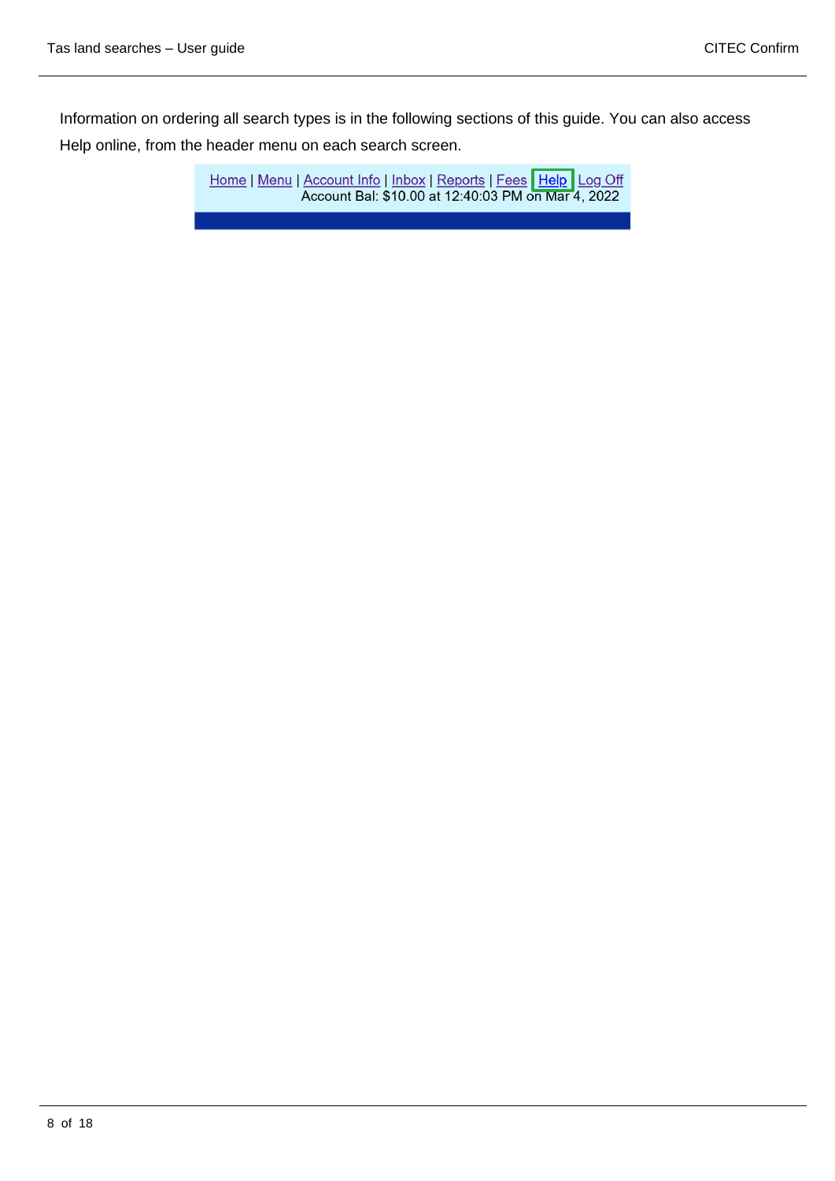Information on ordering all search types is in the following sections of this guide. You can also access Help online, from the header menu on each search screen.

Home | Menu | Account Info | Inbox | Reports | Fees | Help | Log Off
Account Bal: $10.00 at 12:40:03 PM on Mar 4, 2022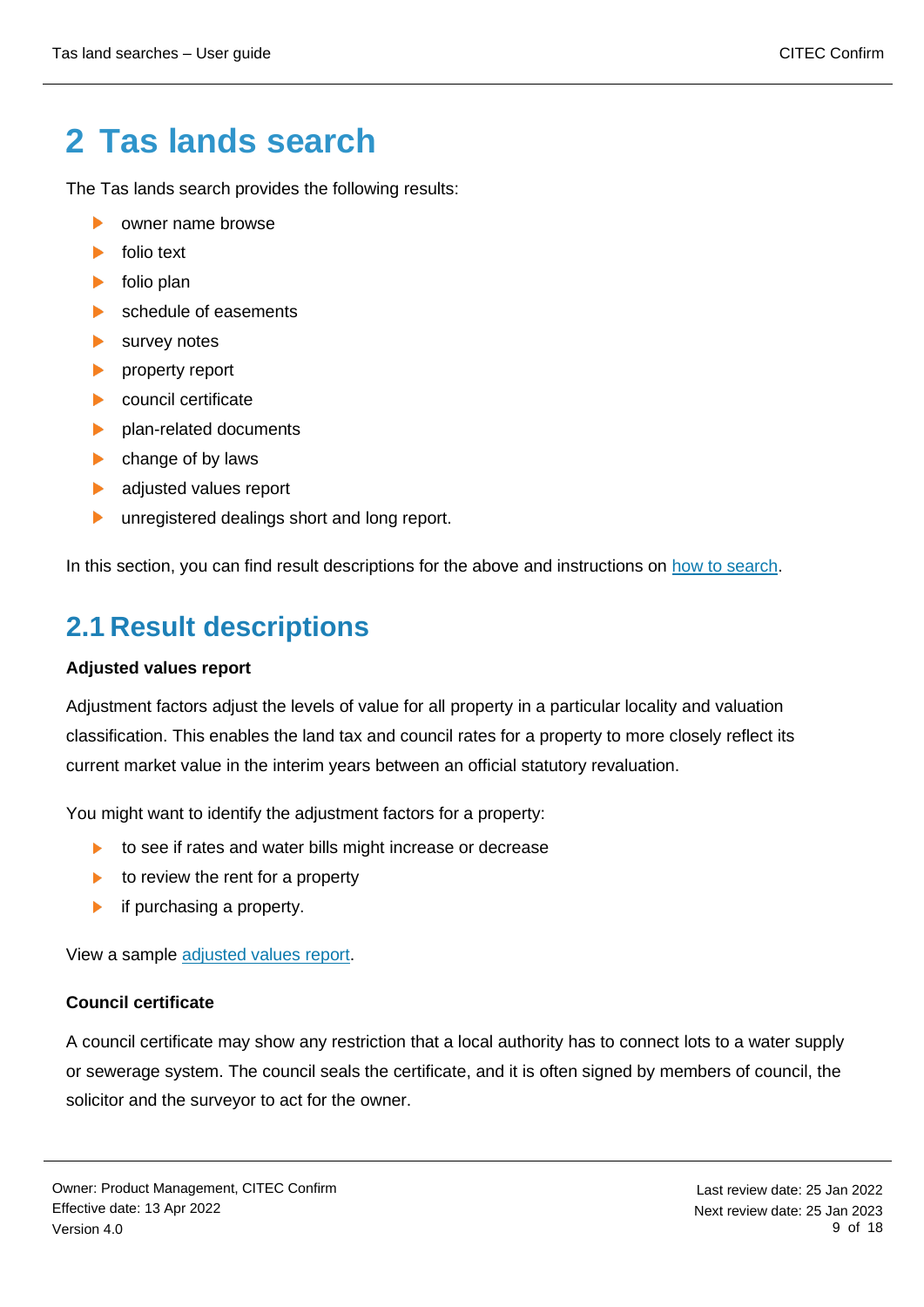# 2 Tas lands search

The Tas lands search provides the following results:

- owner name browse
- folio text
- folio plan
- schedule of easements
- survey notes
- property report
- council certificate
- plan-related documents
- change of by laws
- adjusted values report
- unregistered dealings short and long report.

In this section, you can find result descriptions for the above and instructions on how to search.

## 2.1 Result descriptions

**Adjusted values report**

Adjustment factors adjust the levels of value for all property in a particular locality and valuation classification. This enables the land tax and council rates for a property to more closely reflect its current market value in the interim years between an official statutory revaluation.

You might want to identify the adjustment factors for a property:

- to see if rates and water bills might increase or decrease
- to review the rent for a property
- if purchasing a property.

View a sample adjusted values report.

**Council certificate**

A council certificate may show any restriction that a local authority has to connect lots to a water supply or sewerage system. The council seals the certificate, and it is often signed by members of council, the solicitor and the surveyor to act for the owner.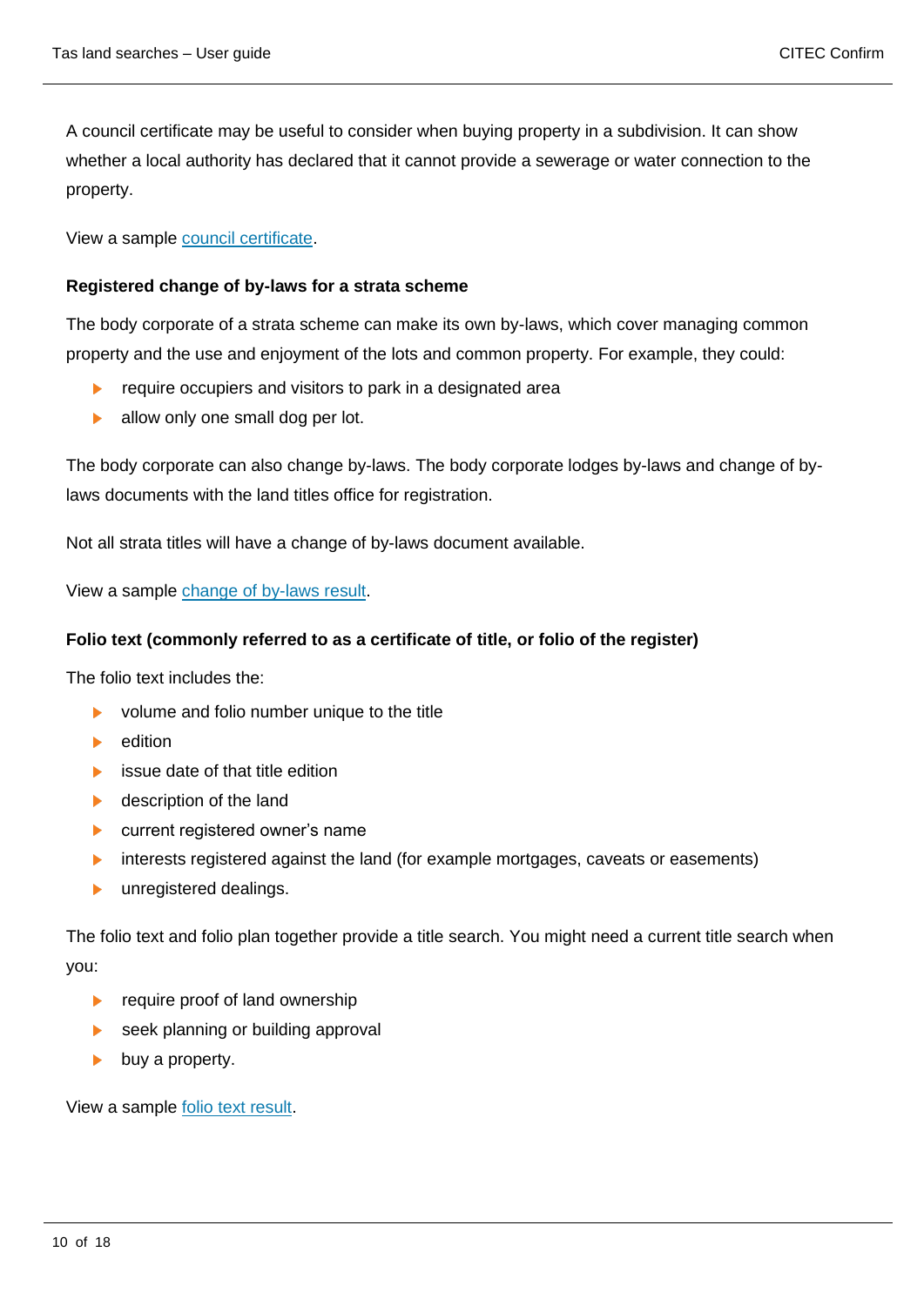A council certificate may be useful to consider when buying property in a subdivision. It can show whether a local authority has declared that it cannot provide a sewerage or water connection to the property.

View a sample [council certificate](council certificate).

### Registered change of by-laws for a strata scheme

The body corporate of a strata scheme can make its own by-laws, which cover managing common property and the use and enjoyment of the lots and common property. For example, they could:

- require occupiers and visitors to park in a designated area
- allow only one small dog per lot.

The body corporate can also change by-laws. The body corporate lodges by-laws and change of by-laws documents with the land titles office for registration.

Not all strata titles will have a change of by-laws document available.

View a sample [change of by-laws result](change of by-laws result).

### Folio text (commonly referred to as a certificate of title, or folio of the register)

The folio text includes the:

- volume and folio number unique to the title
- edition
- issue date of that title edition
- description of the land
- current registered owner's name
- interests registered against the land (for example mortgages, caveats or easements)
- unregistered dealings.

The folio text and folio plan together provide a title search. You might need a current title search when you:

- require proof of land ownership
- seek planning or building approval
- buy a property.

View a sample [folio text result](folio text result).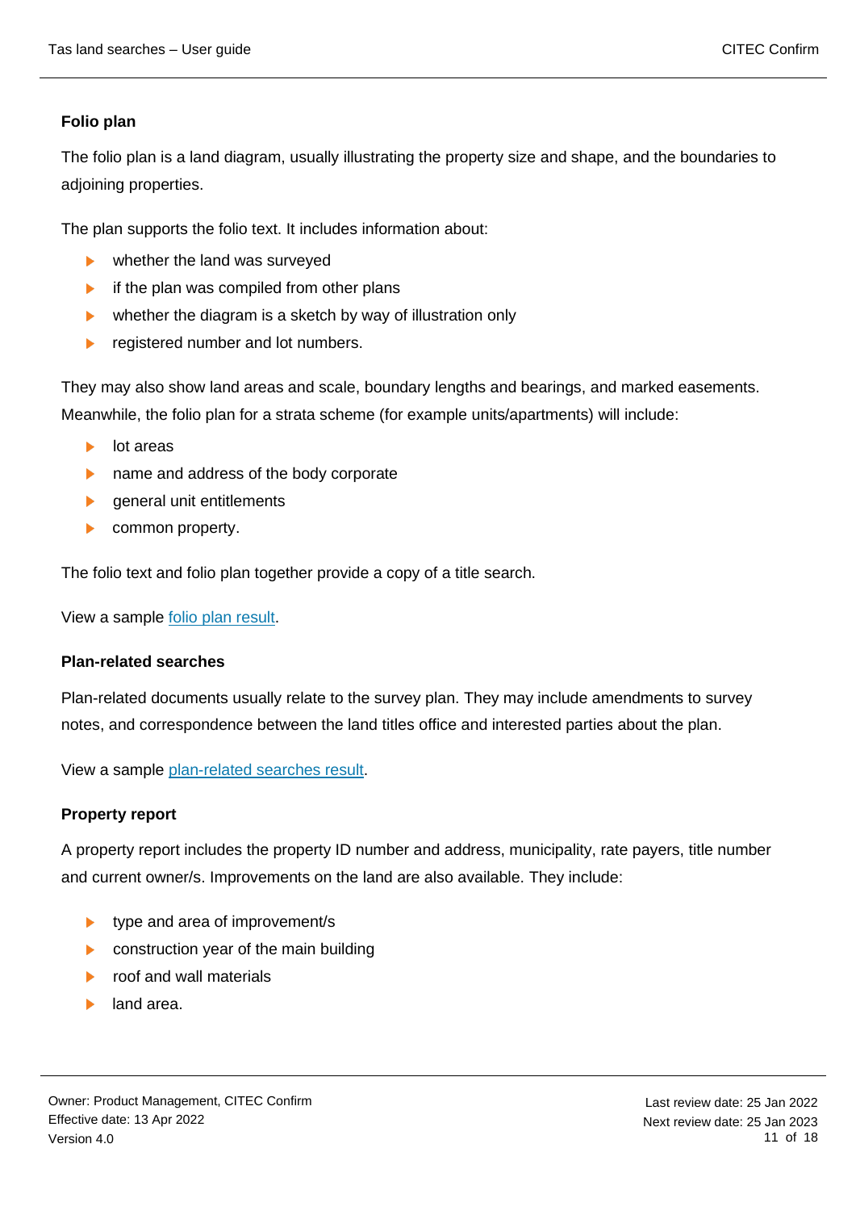### Folio plan

The folio plan is a land diagram, usually illustrating the property size and shape, and the boundaries to adjoining properties.

The plan supports the folio text. It includes information about:

- whether the land was surveyed
- if the plan was compiled from other plans
- whether the diagram is a sketch by way of illustration only
- registered number and lot numbers.

They may also show land areas and scale, boundary lengths and bearings, and marked easements. Meanwhile, the folio plan for a strata scheme (for example units/apartments) will include:

- lot areas
- name and address of the body corporate
- general unit entitlements
- common property.

The folio text and folio plan together provide a copy of a title search.

View a sample folio plan result.

### Plan-related searches

Plan-related documents usually relate to the survey plan. They may include amendments to survey notes, and correspondence between the land titles office and interested parties about the plan.

View a sample plan-related searches result.

### Property report

A property report includes the property ID number and address, municipality, rate payers, title number and current owner/s. Improvements on the land are also available. They include:

- type and area of improvement/s
- construction year of the main building
- roof and wall materials
- land area.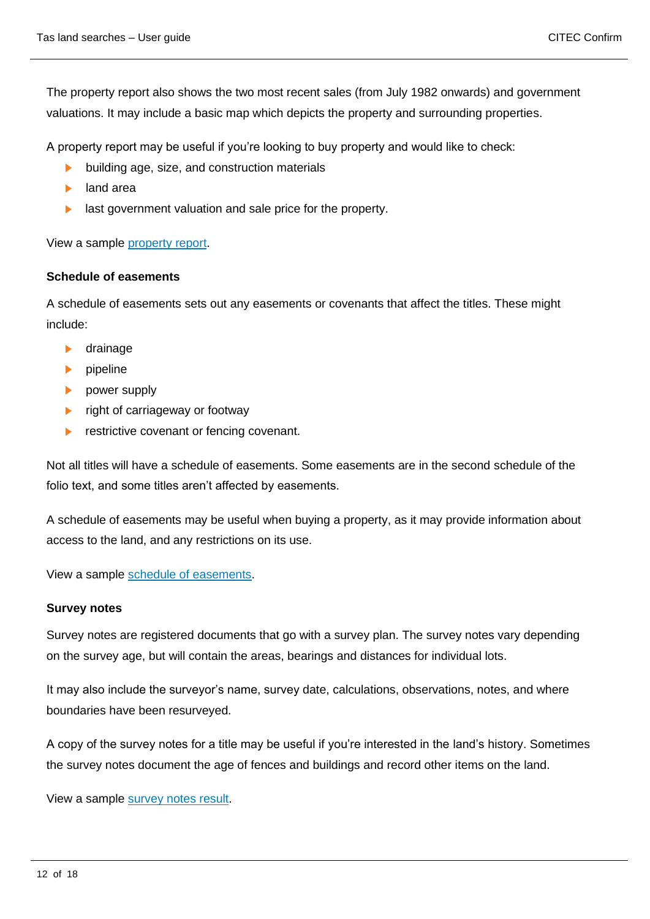The property report also shows the two most recent sales (from July 1982 onwards) and government valuations. It may include a basic map which depicts the property and surrounding properties.

A property report may be useful if you're looking to buy property and would like to check:

- building age, size, and construction materials
- land area
- last government valuation and sale price for the property.

View a sample property report.

### Schedule of easements

A schedule of easements sets out any easements or covenants that affect the titles. These might include:

- drainage
- pipeline
- power supply
- right of carriageway or footway
- restrictive covenant or fencing covenant.

Not all titles will have a schedule of easements. Some easements are in the second schedule of the folio text, and some titles aren't affected by easements.

A schedule of easements may be useful when buying a property, as it may provide information about access to the land, and any restrictions on its use.

View a sample schedule of easements.

### Survey notes

Survey notes are registered documents that go with a survey plan. The survey notes vary depending on the survey age, but will contain the areas, bearings and distances for individual lots.

It may also include the surveyor's name, survey date, calculations, observations, notes, and where boundaries have been resurveyed.

A copy of the survey notes for a title may be useful if you're interested in the land's history. Sometimes the survey notes document the age of fences and buildings and record other items on the land.

View a sample survey notes result.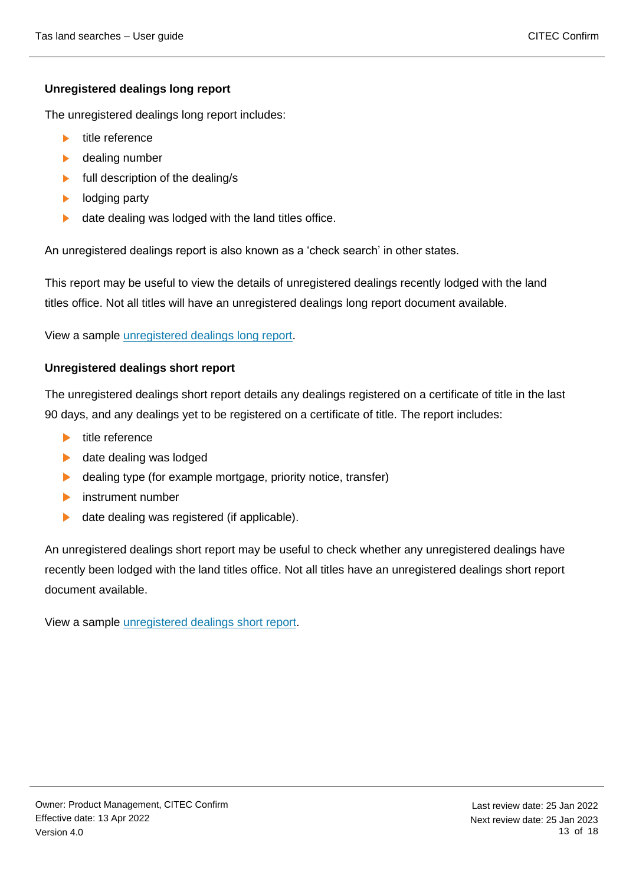### Unregistered dealings long report

The unregistered dealings long report includes:

- title reference
- dealing number
- full description of the dealing/s
- lodging party
- date dealing was lodged with the land titles office.

An unregistered dealings report is also known as a 'check search' in other states.

This report may be useful to view the details of unregistered dealings recently lodged with the land titles office. Not all titles will have an unregistered dealings long report document available.

View a sample unregistered dealings long report.

### Unregistered dealings short report

The unregistered dealings short report details any dealings registered on a certificate of title in the last 90 days, and any dealings yet to be registered on a certificate of title. The report includes:

- title reference
- date dealing was lodged
- dealing type (for example mortgage, priority notice, transfer)
- instrument number
- date dealing was registered (if applicable).

An unregistered dealings short report may be useful to check whether any unregistered dealings have recently been lodged with the land titles office. Not all titles have an unregistered dealings short report document available.

View a sample unregistered dealings short report.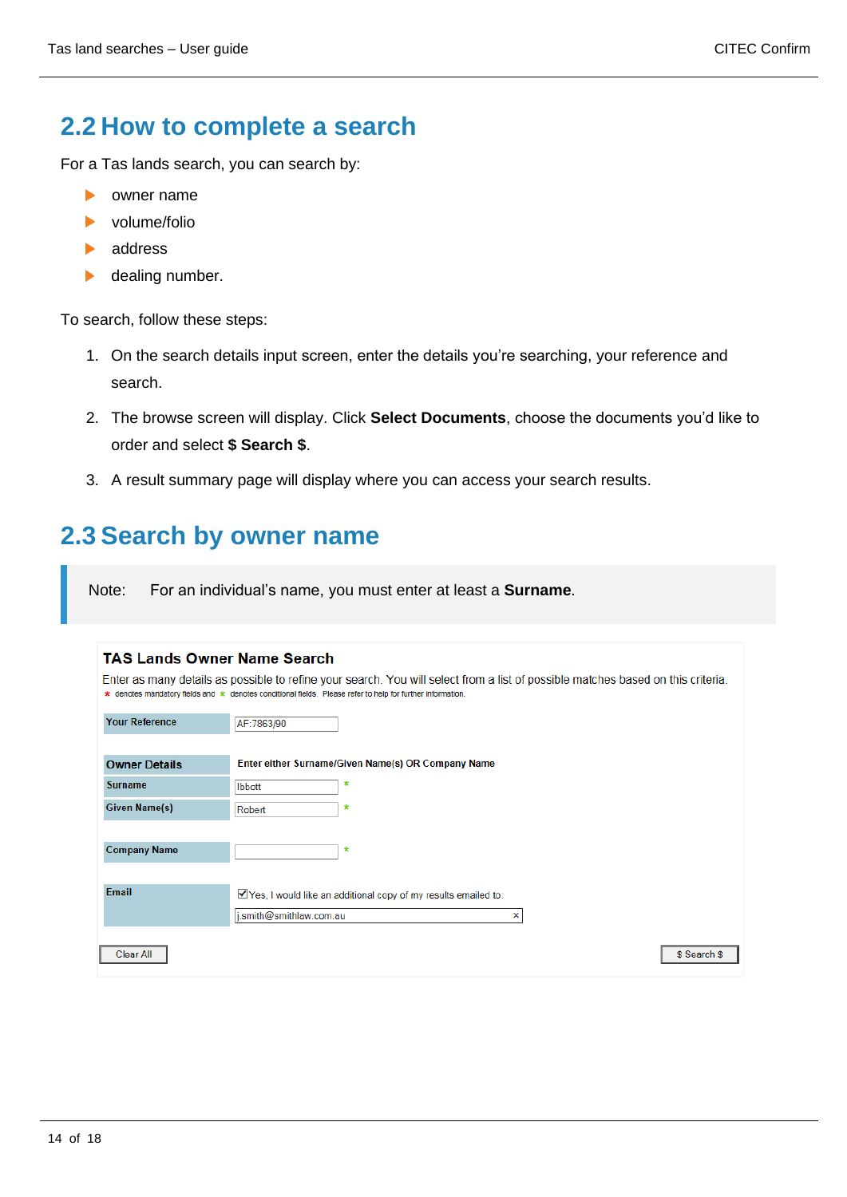## 2.2 How to complete a search

For a Tas lands search, you can search by:

- owner name
- volume/folio
- address
- dealing number.

To search, follow these steps:

1. On the search details input screen, enter the details you're searching, your reference and search.
2. The browse screen will display. Click **Select Documents**, choose the documents you'd like to order and select **$ Search $**.
3. A result summary page will display where you can access your search results.

## 2.3 Search by owner name

> Note: For an individual's name, you must enter at least a **Surname**.

**TAS Lands Owner Name Search**

Enter as many details as possible to refine your search. You will select from a list of possible matches based on this criteria.
* denotes mandatory fields and * denotes conditional fields. Please refer to help for further information.

| | |
|---|---|
| Your Reference | AF:7863/90 |
| **Owner Details** | Enter either Surname/Given Name(s) OR Company Name |
| Surname | Ibbott * |
| Given Name(s) | Robert * |
| Company Name | * |
| Email | ☑ Yes, I would like an additional copy of my results emailed to: j.smith@smithlew.com.au |

[Clear All] [$ Search $]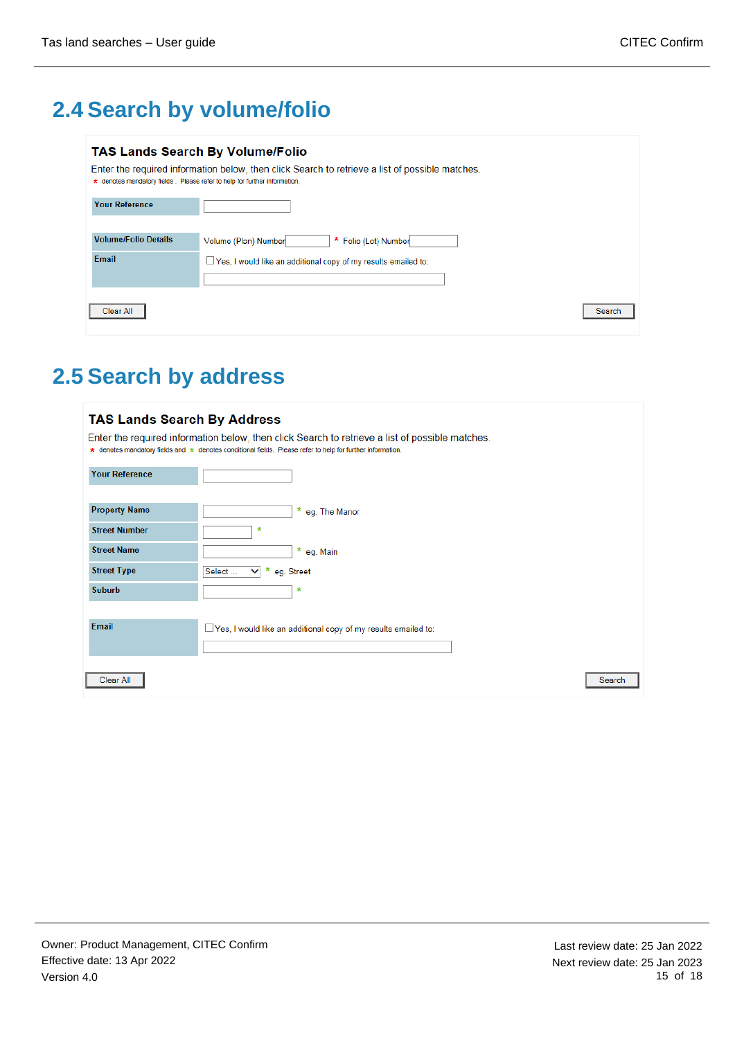## 2.4 Search by volume/folio

**TAS Lands Search By Volume/Folio**

Enter the required information below, then click Search to retrieve a list of possible matches.

* denotes mandatory fields . Please refer to help for further information.

| | |
|---|---|
| Your Reference | |
| Volume/Folio Details | Volume (Plan) Number * Folio (Lot) Number |
| Email | ☐ Yes, I would like an additional copy of my results emailed to: |

Clear All | Search

## 2.5 Search by address

**TAS Lands Search By Address**

Enter the required information below, then click Search to retrieve a list of possible matches.

* denotes mandatory fields and * denotes conditional fields. Please refer to help for further information.

| | |
|---|---|
| Your Reference | |
| Property Name | * eg. The Manor |
| Street Number | * |
| Street Name | * eg. Main |
| Street Type | Select ... * eg. Street |
| Suburb | * |
| Email | ☐ Yes, I would like an additional copy of my results emailed to: |

Clear All | Search

Owner: Product Management, CITEC Confirm
Effective date: 13 Apr 2022
Version 4.0

Last review date: 25 Jan 2022
Next review date: 25 Jan 2023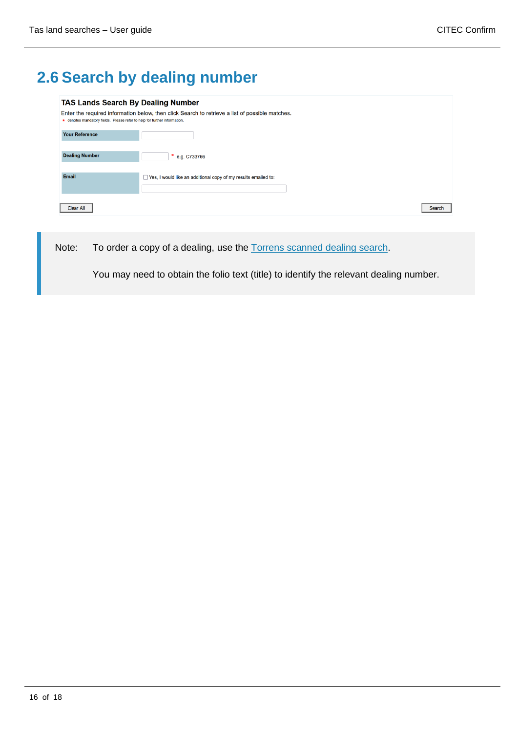## 2.6 Search by dealing number

**TAS Lands Search By Dealing Number**

Enter the required information below, then click Search to retrieve a list of possible matches.

\* denotes mandatory fields. Please refer to help for further information.

| | |
|---|---|
| Your Reference | |
| Dealing Number | \* e.g. C733766 |
| Email | ☐ Yes, I would like an additional copy of my results emailed to: |

Clear All | Search

> Note: To order a copy of a dealing, use the Torrens scanned dealing search.
>
> You may need to obtain the folio text (title) to identify the relevant dealing number.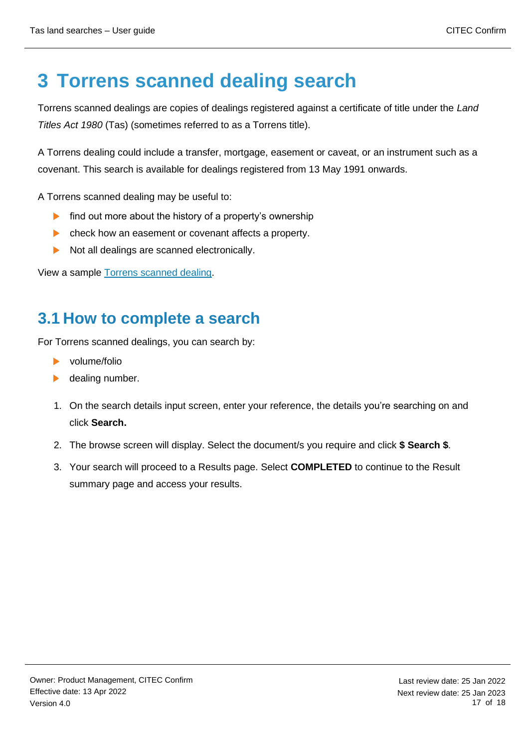# 3 Torrens scanned dealing search

Torrens scanned dealings are copies of dealings registered against a certificate of title under the *Land Titles Act 1980* (Tas) (sometimes referred to as a Torrens title).

A Torrens dealing could include a transfer, mortgage, easement or caveat, or an instrument such as a covenant. This search is available for dealings registered from 13 May 1991 onwards.

A Torrens scanned dealing may be useful to:

- find out more about the history of a property's ownership
- check how an easement or covenant affects a property.
- Not all dealings are scanned electronically.

View a sample Torrens scanned dealing.

## 3.1 How to complete a search

For Torrens scanned dealings, you can search by:

- volume/folio
- dealing number.

1. On the search details input screen, enter your reference, the details you're searching on and click **Search.**
2. The browse screen will display. Select the document/s you require and click **$ Search $**.
3. Your search will proceed to a Results page. Select **COMPLETED** to continue to the Result summary page and access your results.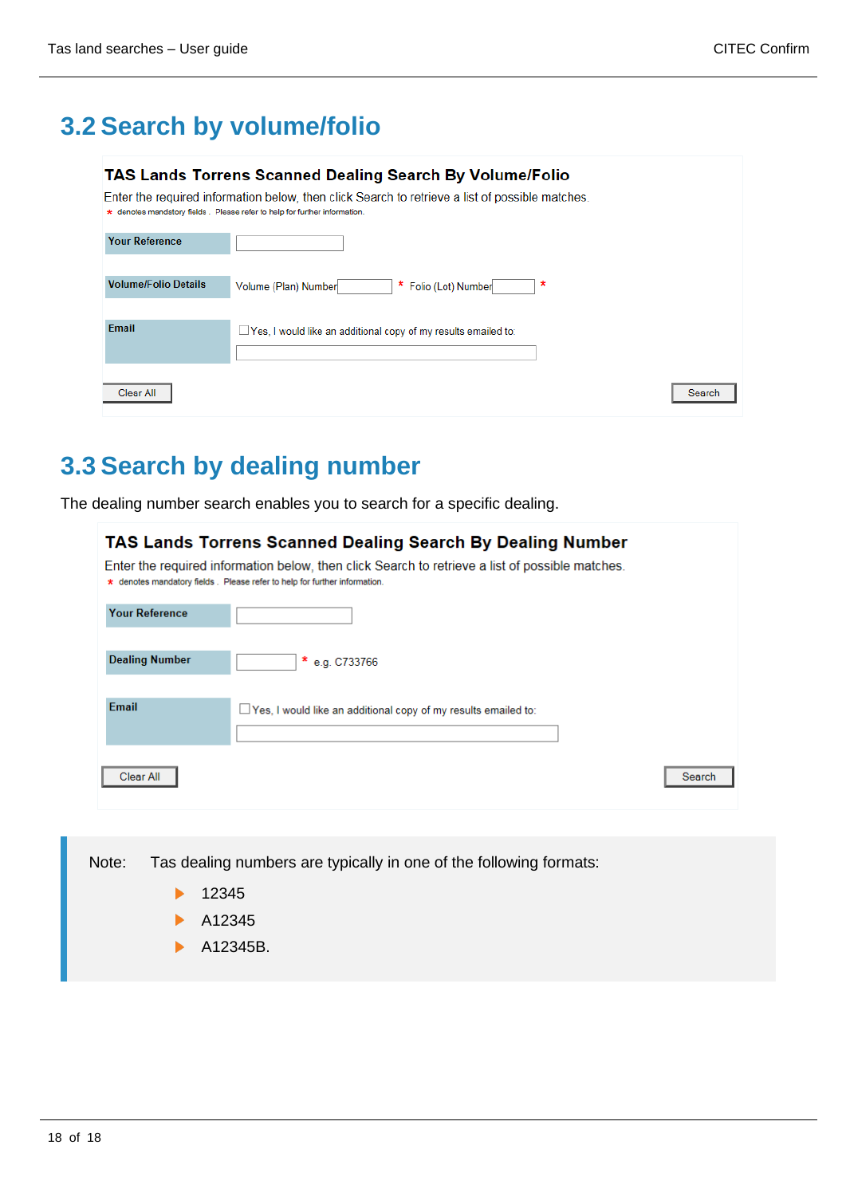## 3.2 Search by volume/folio

**TAS Lands Torrens Scanned Dealing Search By Volume/Folio**

Enter the required information below, then click Search to retrieve a list of possible matches.

* denotes mandatory fields . Please refer to help for further information.

| | |
|---|---|
| **Your Reference** | |
| **Volume/Folio Details** | Volume (Plan) Number * Folio (Lot) Number * |
| **Email** | Yes, I would like an additional copy of my results emailed to: |

Clear All | Search

## 3.3 Search by dealing number

The dealing number search enables you to search for a specific dealing.

**TAS Lands Torrens Scanned Dealing Search By Dealing Number**

Enter the required information below, then click Search to retrieve a list of possible matches.

* denotes mandatory fields . Please refer to help for further information.

| | |
|---|---|
| **Your Reference** | |
| **Dealing Number** | * e.g. C733766 |
| **Email** | Yes, I would like an additional copy of my results emailed to: |

Clear All | Search

Note: Tas dealing numbers are typically in one of the following formats:

- 12345
- A12345
- A12345B.